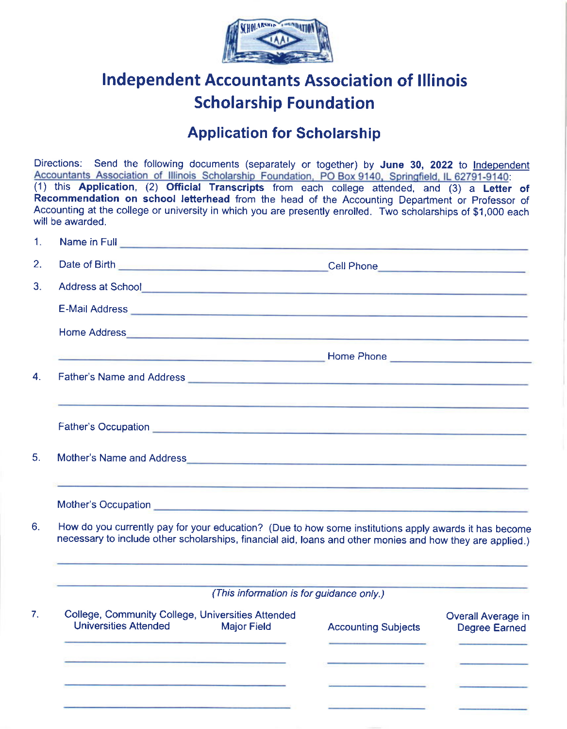# Independent Accountants Association of Illinois Scholarship Foundation

## Application for Scholarship

Directions: Send the following documents (separately or together) by **June 30, 2022** to Independent Accountants Association of Illinois Scholarship Foundation, PO Box 9140, Springfield, IL 62791-9140: (1) this **Application**, (2) **Official Transcripts** from each college attended, and (3) a **Letter of Recommendation on school letterhead** from the head of the Accounting Department or Professor of Accounting at the college or university in which you are presently enrolled. Two scholarships of $1,000 each will be awarded.

1. Name in Full ______________________________

2. Date of Birth ______________________ Cell Phone ______________

3. Address at School ______________________________

   E-Mail Address ______________________________

   Home Address ______________________________

   ______________________ Home Phone ______________

4. Father's Name and Address ______________________________

   ______________________________

   Father's Occupation ______________________________

5. Mother's Name and Address ______________________________

   ______________________________

   Mother's Occupation ______________________________

6. How do you currently pay for your education? (Due to how some institutions apply awards it has become necessary to include other scholarships, financial aid, loans and other monies and how they are applied.)

   ______________________________

   ______________________________

   *(This information is for guidance only.)*

7. College, Community College, Universities Attended

| Universities Attended | Major Field | Accounting Subjects | Overall Average in Degree Earned |
|---|---|---|---|
| | | | |
| | | | |
| | | | |
| | | | |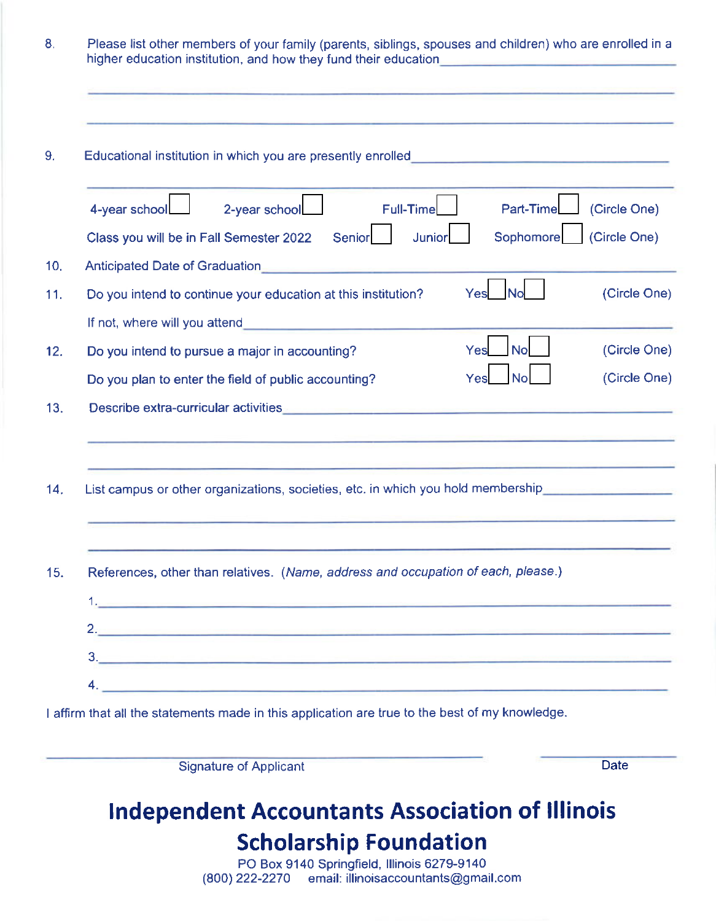8. Please list other members of your family (parents, siblings, spouses and children) who are enrolled in a higher education institution, and how they fund their education ______________________

______________________________________________________________________

______________________________________________________________________

9. Educational institution in which you are presently enrolled ______________________

______________________________________________________________________

4-year school ☐ 2-year school ☐ Full-Time ☐ Part-Time ☐ (Circle One)

Class you will be in Fall Semester 2022 Senior ☐ Junior ☐ Sophomore ☐ (Circle One)

10. Anticipated Date of Graduation ______________________

11. Do you intend to continue your education at this institution? Yes ☐ No ☐ (Circle One)

If not, where will you attend ______________________

12. Do you intend to pursue a major in accounting? Yes ☐ No ☐ (Circle One)

Do you plan to enter the field of public accounting? Yes ☐ No ☐ (Circle One)

13. Describe extra-curricular activities ______________________

______________________________________________________________________

______________________________________________________________________

14. List campus or other organizations, societies, etc. in which you hold membership ______________________

______________________________________________________________________

______________________________________________________________________

15. References, other than relatives. (*Name, address and occupation of each, please.*)

1. ______________________________________________________________________
2. ______________________________________________________________________
3. ______________________________________________________________________
4. ______________________________________________________________________

I affirm that all the statements made in this application are true to the best of my knowledge.

______________________________ Signature of Applicant

______________ Date

# Independent Accountants Association of Illinois Scholarship Foundation

PO Box 9140 Springfield, Illinois 6279-9140

(800) 222-2270 email: illinoisaccountants@gmail.com